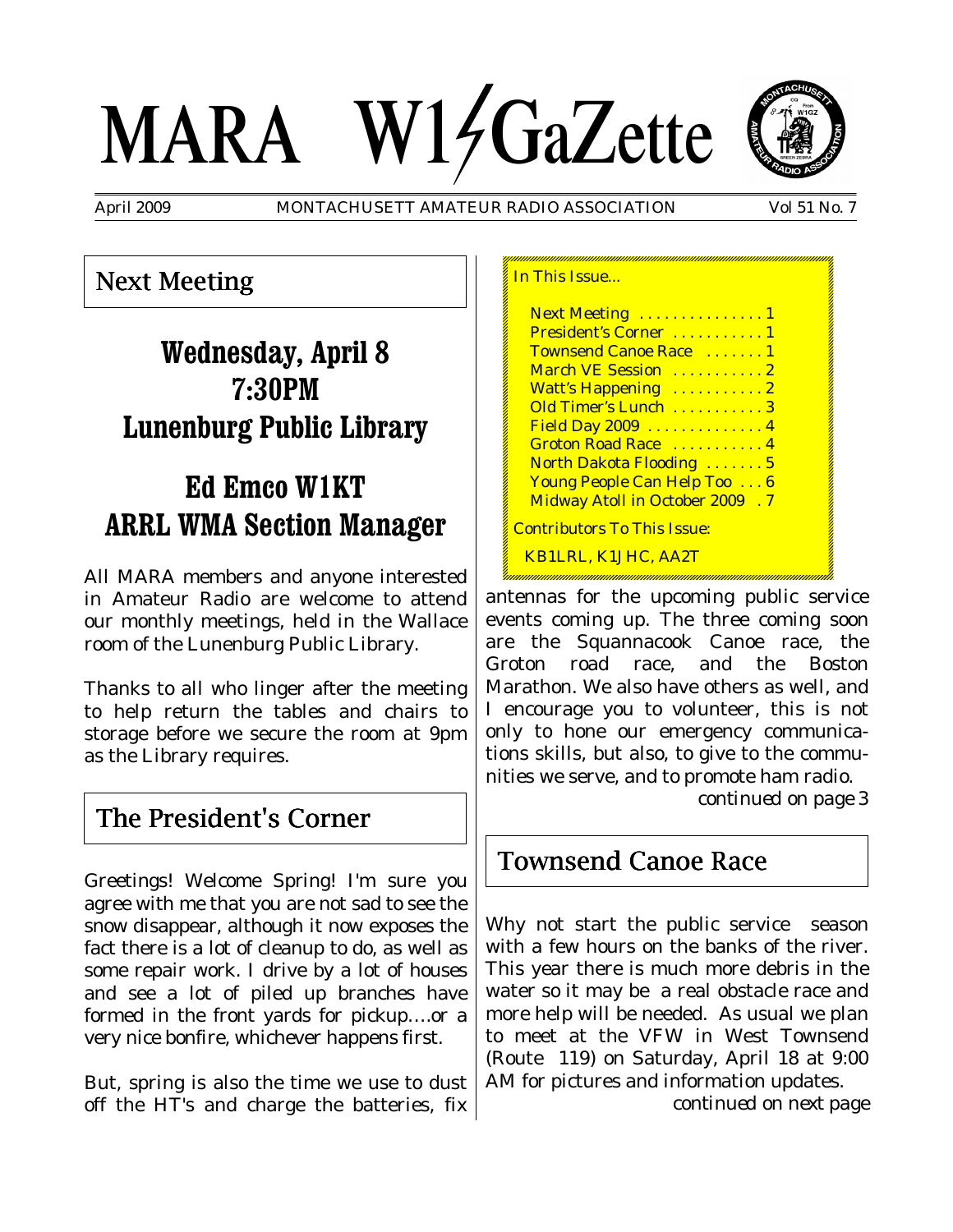# MARA W1GaZette

April 2009 MONTACHUSETT AMATEUR RADIO ASSOCIATION Vol 51 No. 7

## Next Meeting

**Wednesday, April 8**
**7:30PM**
**Lunenburg Public Library**

**Ed Emco W1KT**
**ARRL WMA Section Manager**

All MARA members and anyone interested in Amateur Radio are welcome to attend our monthly meetings, held in the Wallace room of the Lunenburg Public Library.

Thanks to all who linger after the meeting to help return the tables and chairs to storage before we secure the room at 9pm as the Library requires.

## The President's Corner

Greetings! Welcome Spring! I'm sure you agree with me that you are not sad to see the snow disappear, although it now exposes the fact there is a lot of cleanup to do, as well as some repair work. I drive by a lot of houses and see a lot of piled up branches have formed in the front yards for pickup….or a very nice bonfire, whichever happens first.

But, spring is also the time we use to dust off the HT's and charge the batteries, fix antennas for the upcoming public service events coming up. The three coming soon are the Squannacook Canoe race, the Groton road race, and the Boston Marathon. We also have others as well, and I encourage you to volunteer, this is not only to hone our emergency communications skills, but also, to give to the communities we serve, and to promote ham radio.

*continued on page 3*

In This Issue...

- Next Meeting . . . . . . . . . . . . . . . 1
- President's Corner . . . . . . . . . . . 1
- Townsend Canoe Race . . . . . . . 1
- March VE Session . . . . . . . . . . . 2
- Watt's Happening . . . . . . . . . . . 2
- Old Timer's Lunch . . . . . . . . . . . 3
- Field Day 2009 . . . . . . . . . . . . . . 4
- Groton Road Race . . . . . . . . . . . 4
- North Dakota Flooding . . . . . . . 5
- Young People Can Help Too . . . 6
- Midway Atoll in October 2009 . 7

Contributors To This Issue:

KB1LRL, K1JHC, AA2T

## Townsend Canoe Race

Why not start the public service season with a few hours on the banks of the river. This year there is much more debris in the water so it may be a real obstacle race and more help will be needed. As usual we plan to meet at the VFW in West Townsend (Route 119) on Saturday, April 18 at 9:00 AM for pictures and information updates.

*continued on next page*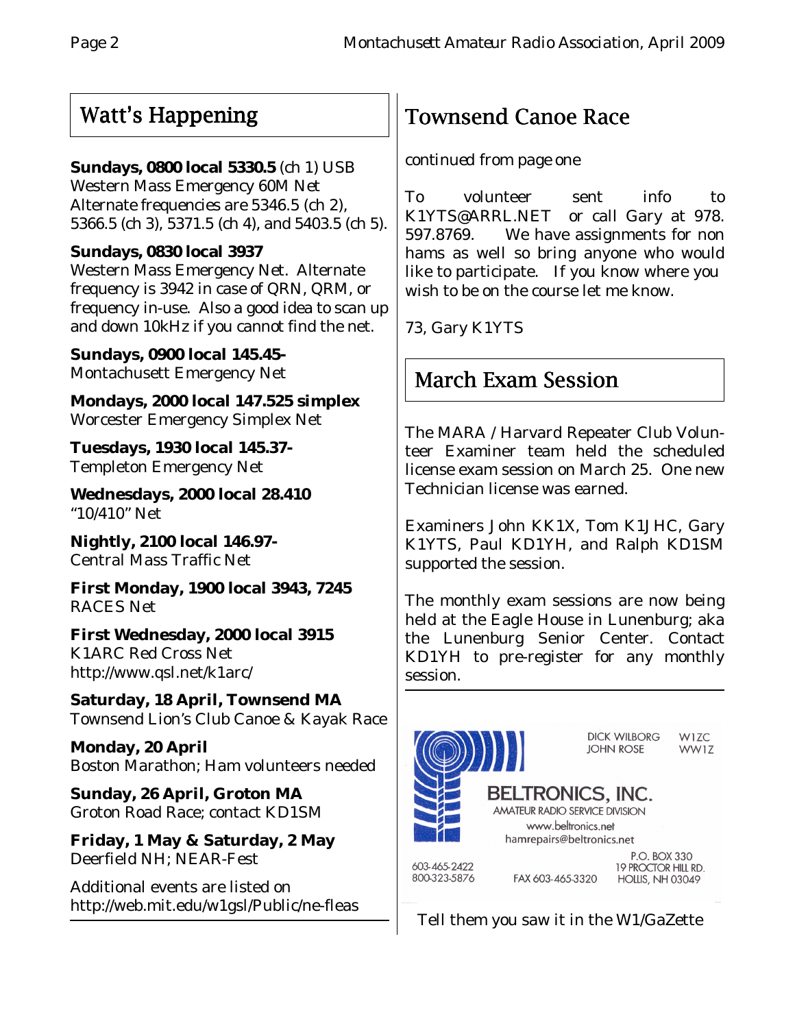## Watt's Happening

**Sundays, 0800 local 5330.5** (ch 1) USB
Western Mass Emergency 60M Net
Alternate frequencies are 5346.5 (ch 2), 5366.5 (ch 3), 5371.5 (ch 4), and 5403.5 (ch 5).

**Sundays, 0830 local 3937**
Western Mass Emergency Net. Alternate frequency is 3942 in case of QRN, QRM, or frequency in-use. Also a good idea to scan up and down 10kHz if you cannot find the net.

**Sundays, 0900 local 145.45-**
Montachusett Emergency Net

**Mondays, 2000 local 147.525 simplex**
Worcester Emergency Simplex Net

**Tuesdays, 1930 local 145.37-**
Templeton Emergency Net

**Wednesdays, 2000 local 28.410**
"10/410" Net

**Nightly, 2100 local 146.97-**
Central Mass Traffic Net

**First Monday, 1900 local 3943, 7245**
RACES Net

**First Wednesday, 2000 local 3915**
K1ARC Red Cross Net
http://www.qsl.net/k1arc/

**Saturday, 18 April, Townsend MA**
Townsend Lion's Club Canoe & Kayak Race

**Monday, 20 April**
Boston Marathon; Ham volunteers needed

**Sunday, 26 April, Groton MA**
Groton Road Race; contact KD1SM

**Friday, 1 May & Saturday, 2 May**
Deerfield NH; NEAR-Fest

Additional events are listed on
http://web.mit.edu/w1gsl/Public/ne-fleas

## Townsend Canoe Race

*continued from page one*

To volunteer sent info to K1YTS@ARRL.NET or call Gary at 978. 597.8769. We have assignments for non hams as well so bring anyone who would like to participate. If you know where you wish to be on the course let me know.

73, Gary K1YTS

## March Exam Session

The MARA / Harvard Repeater Club Volunteer Examiner team held the scheduled license exam session on March 25. One new Technician license was earned.

Examiners John KK1X, Tom K1JHC, Gary K1YTS, Paul KD1YH, and Ralph KD1SM supported the session.

The monthly exam sessions are now being held at the Eagle House in Lunenburg; aka the Lunenburg Senior Center. Contact KD1YH to pre-register for any monthly session.

DICK WILBORG W1ZC
JOHN ROSE WW1Z

**BELTRONICS, INC.**
AMATEUR RADIO SERVICE DIVISION
www.beltronics.net
hamrepairs@beltronics.net

603-465-2422
800-323-5876
FAX 603-465-3320
P.O. BOX 330
19 PROCTOR HILL RD.
HOLLIS, NH 03049

Tell them you saw it in the W1/GaZette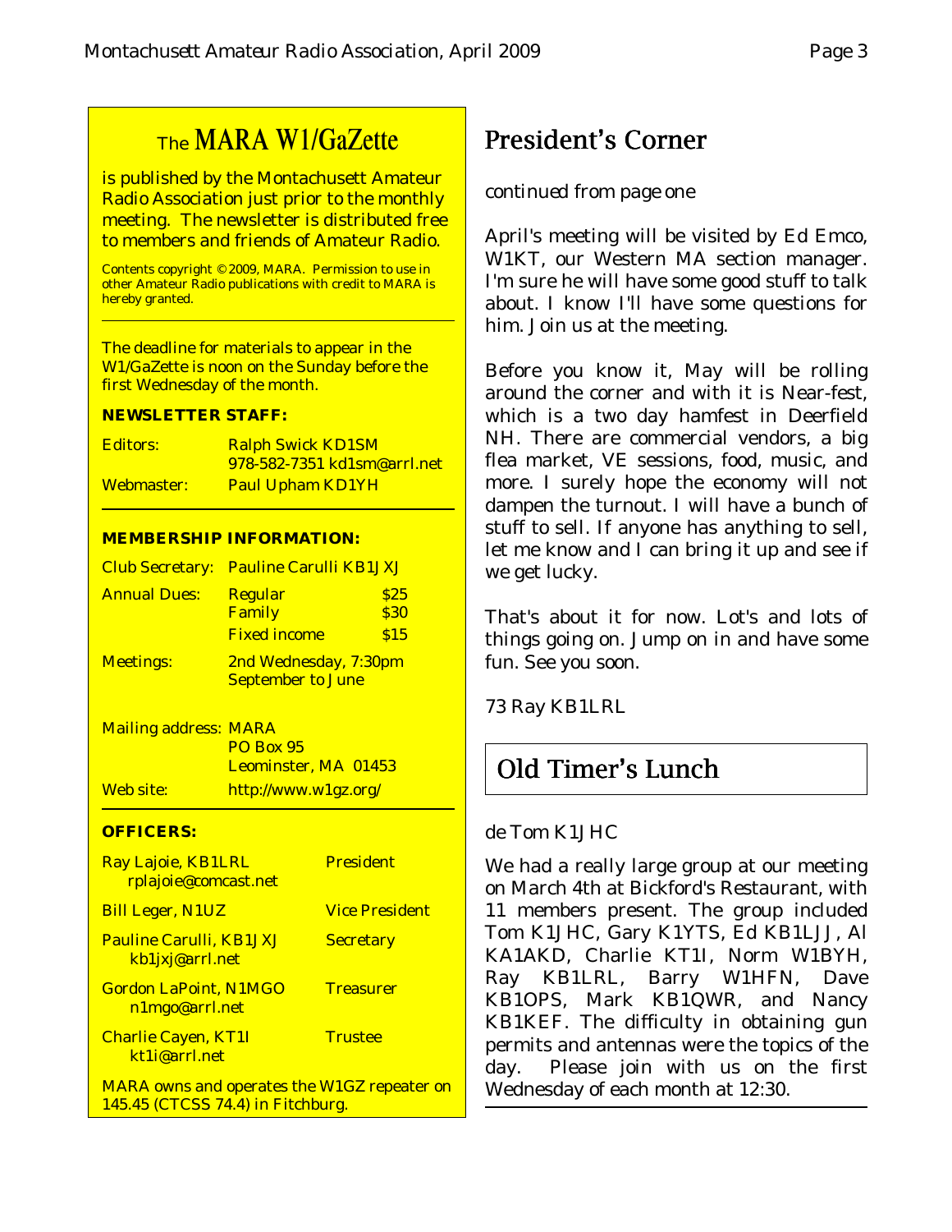## The MARA W1/GaZette

is published by the Montachusett Amateur Radio Association just prior to the monthly meeting. The newsletter is distributed free to members and friends of Amateur Radio.

Contents copyright © 2009, MARA. Permission to use in other Amateur Radio publications with credit to MARA is hereby granted.

The deadline for materials to appear in the W1/GaZette is noon on the Sunday before the first Wednesday of the month.

**NEWSLETTER STAFF:**

| | |
|---|---|
| Editors: | Ralph Swick KD1SM 978-582-7351 kd1sm@arrl.net |
| Webmaster: | Paul Upham KD1YH |

**MEMBERSHIP INFORMATION:**

| | | |
|---|---|---|
| Club Secretary: | Pauline Carulli KB1JXJ | |
| Annual Dues: | Regular | $25 |
| | Family | $30 |
| | Fixed income | $15 |
| Meetings: | 2nd Wednesday, 7:30pm September to June | |

Mailing address: MARA
PO Box 95
Leominster, MA 01453

Web site: http://www.w1gz.org/

**OFFICERS:**

| | |
|---|---|
| Ray Lajoie, KB1LRL rplajoie@comcast.net | President |
| Bill Leger, N1UZ | Vice President |
| Pauline Carulli, KB1JXJ kb1jxj@arrl.net | Secretary |
| Gordon LaPoint, N1MGO n1mgo@arrl.net | Treasurer |
| Charlie Cayen, KT1I kt1i@arrl.net | Trustee |

MARA owns and operates the W1GZ repeater on 145.45 (CTCSS 74.4) in Fitchburg.

# President's Corner

*continued from page one*

April's meeting will be visited by Ed Emco, W1KT, our Western MA section manager. I'm sure he will have some good stuff to talk about. I know I'll have some questions for him. Join us at the meeting.

Before you know it, May will be rolling around the corner and with it is Near-fest, which is a two day hamfest in Deerfield NH. There are commercial vendors, a big flea market, VE sessions, food, music, and more. I surely hope the economy will not dampen the turnout. I will have a bunch of stuff to sell. If anyone has anything to sell, let me know and I can bring it up and see if we get lucky.

That's about it for now. Lot's and lots of things going on. Jump on in and have some fun. See you soon.

73 Ray KB1LRL

# Old Timer's Lunch

de Tom K1JHC

We had a really large group at our meeting on March 4th at Bickford's Restaurant, with 11 members present. The group included Tom K1JHC, Gary K1YTS, Ed KB1LJJ, Al KA1AKD, Charlie KT1I, Norm W1BYH, Ray KB1LRL, Barry W1HFN, Dave KB1OPS, Mark KB1QWR, and Nancy KB1KEF. The difficulty in obtaining gun permits and antennas were the topics of the day. Please join with us on the first Wednesday of each month at 12:30.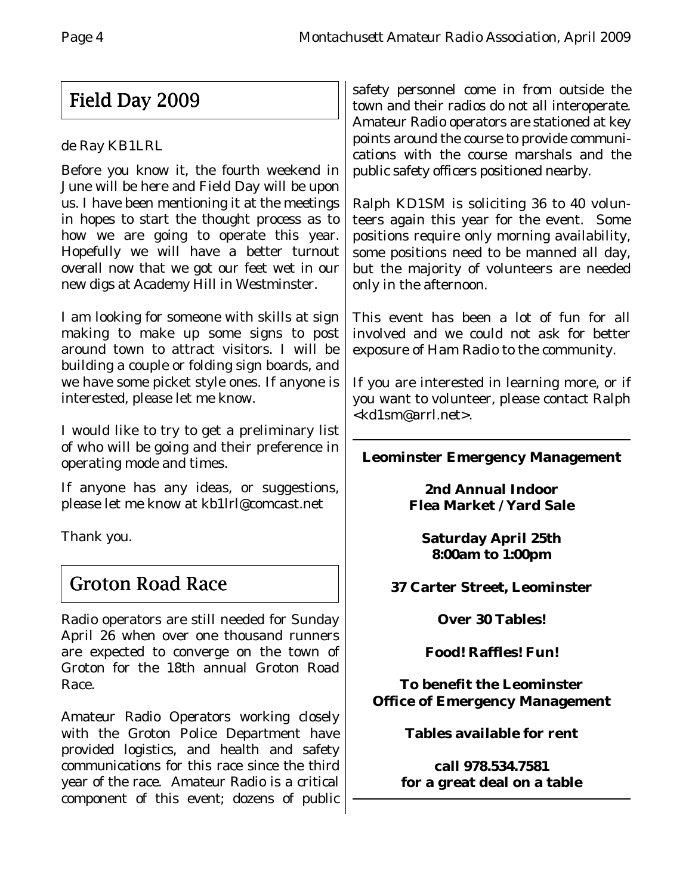## Field Day 2009

de Ray KB1LRL

Before you know it, the fourth weekend in June will be here and Field Day will be upon us. I have been mentioning it at the meetings in hopes to start the thought process as to how we are going to operate this year. Hopefully we will have a better turnout overall now that we got our feet wet in our new digs at Academy Hill in Westminster.

I am looking for someone with skills at sign making to make up some signs to post around town to attract visitors. I will be building a couple or folding sign boards, and we have some picket style ones. If anyone is interested, please let me know.

I would like to try to get a preliminary list of who will be going and their preference in operating mode and times.

If anyone has any ideas, or suggestions, please let me know at kb1lrl@comcast.net

Thank you.

## Groton Road Race

Radio operators are still needed for Sunday April 26 when over one thousand runners are expected to converge on the town of Groton for the 18th annual Groton Road Race.

Amateur Radio Operators working closely with the Groton Police Department have provided logistics, and health and safety communications for this race since the third year of the race. Amateur Radio is a critical component of this event; dozens of public safety personnel come in from outside the town and their radios do not all interoperate. Amateur Radio operators are stationed at key points around the course to provide communications with the course marshals and the public safety officers positioned nearby.

Ralph KD1SM is soliciting 36 to 40 volunteers again this year for the event. Some positions require only morning availability, some positions need to be manned all day, but the majority of volunteers are needed only in the afternoon.

This event has been a lot of fun for all involved and we could not ask for better exposure of Ham Radio to the community.

If you are interested in learning more, or if you want to volunteer, please contact Ralph <kd1sm@arrl.net>.

---

**Leominster Emergency Management**

**2nd Annual Indoor Flea Market / Yard Sale**

**Saturday April 25th 8:00am to 1:00pm**

**37 Carter Street, Leominster**

**Over 30 Tables!**

**Food! Raffles! Fun!**

**To benefit the Leominster Office of Emergency Management**

**Tables available for rent**

**call 978.534.7581 for a great deal on a table**

---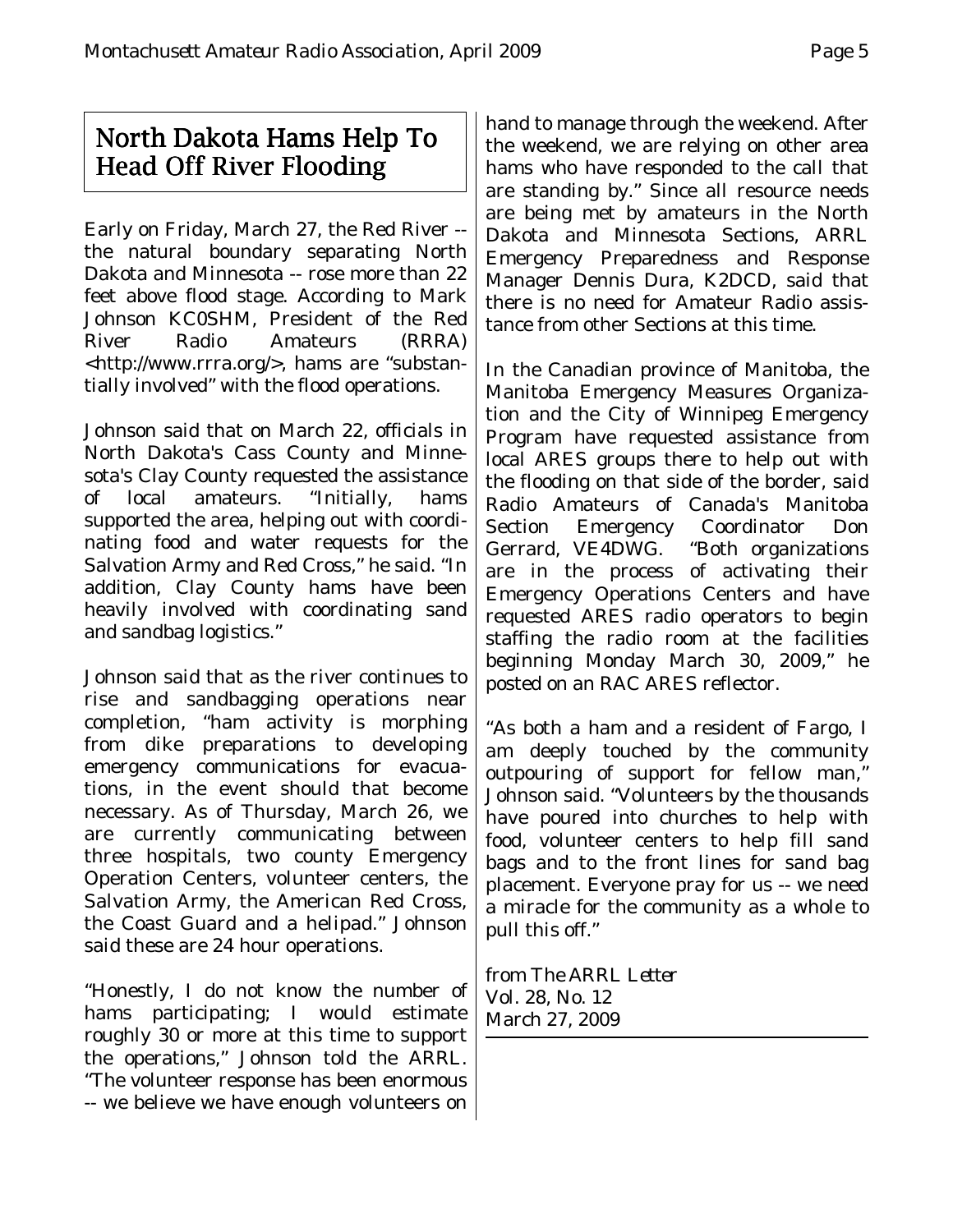# North Dakota Hams Help To Head Off River Flooding

Early on Friday, March 27, the Red River -- the natural boundary separating North Dakota and Minnesota -- rose more than 22 feet above flood stage. According to Mark Johnson KC0SHM, President of the Red River Radio Amateurs (RRRA) <http://www.rrra.org/>, hams are "substantially involved" with the flood operations.

Johnson said that on March 22, officials in North Dakota's Cass County and Minnesota's Clay County requested the assistance of local amateurs. "Initially, hams supported the area, helping out with coordinating food and water requests for the Salvation Army and Red Cross," he said. "In addition, Clay County hams have been heavily involved with coordinating sand and sandbag logistics."

Johnson said that as the river continues to rise and sandbagging operations near completion, "ham activity is morphing from dike preparations to developing emergency communications for evacuations, in the event should that become necessary. As of Thursday, March 26, we are currently communicating between three hospitals, two county Emergency Operation Centers, volunteer centers, the Salvation Army, the American Red Cross, the Coast Guard and a helipad." Johnson said these are 24 hour operations.

"Honestly, I do not know the number of hams participating; I would estimate roughly 30 or more at this time to support the operations," Johnson told the ARRL. "The volunteer response has been enormous -- we believe we have enough volunteers on hand to manage through the weekend. After the weekend, we are relying on other area hams who have responded to the call that are standing by." Since all resource needs are being met by amateurs in the North Dakota and Minnesota Sections, ARRL Emergency Preparedness and Response Manager Dennis Dura, K2DCD, said that there is no need for Amateur Radio assistance from other Sections at this time.

In the Canadian province of Manitoba, the Manitoba Emergency Measures Organization and the City of Winnipeg Emergency Program have requested assistance from local ARES groups there to help out with the flooding on that side of the border, said Radio Amateurs of Canada's Manitoba Section Emergency Coordinator Don Gerrard, VE4DWG. "Both organizations are in the process of activating their Emergency Operations Centers and have requested ARES radio operators to begin staffing the radio room at the facilities beginning Monday March 30, 2009," he posted on an RAC ARES reflector.

"As both a ham and a resident of Fargo, I am deeply touched by the community outpouring of support for fellow man," Johnson said. "Volunteers by the thousands have poured into churches to help with food, volunteer centers to help fill sand bags and to the front lines for sand bag placement. Everyone pray for us -- we need a miracle for the community as a whole to pull this off."

*from The ARRL Letter*
*Vol. 28, No. 12*
*March 27, 2009*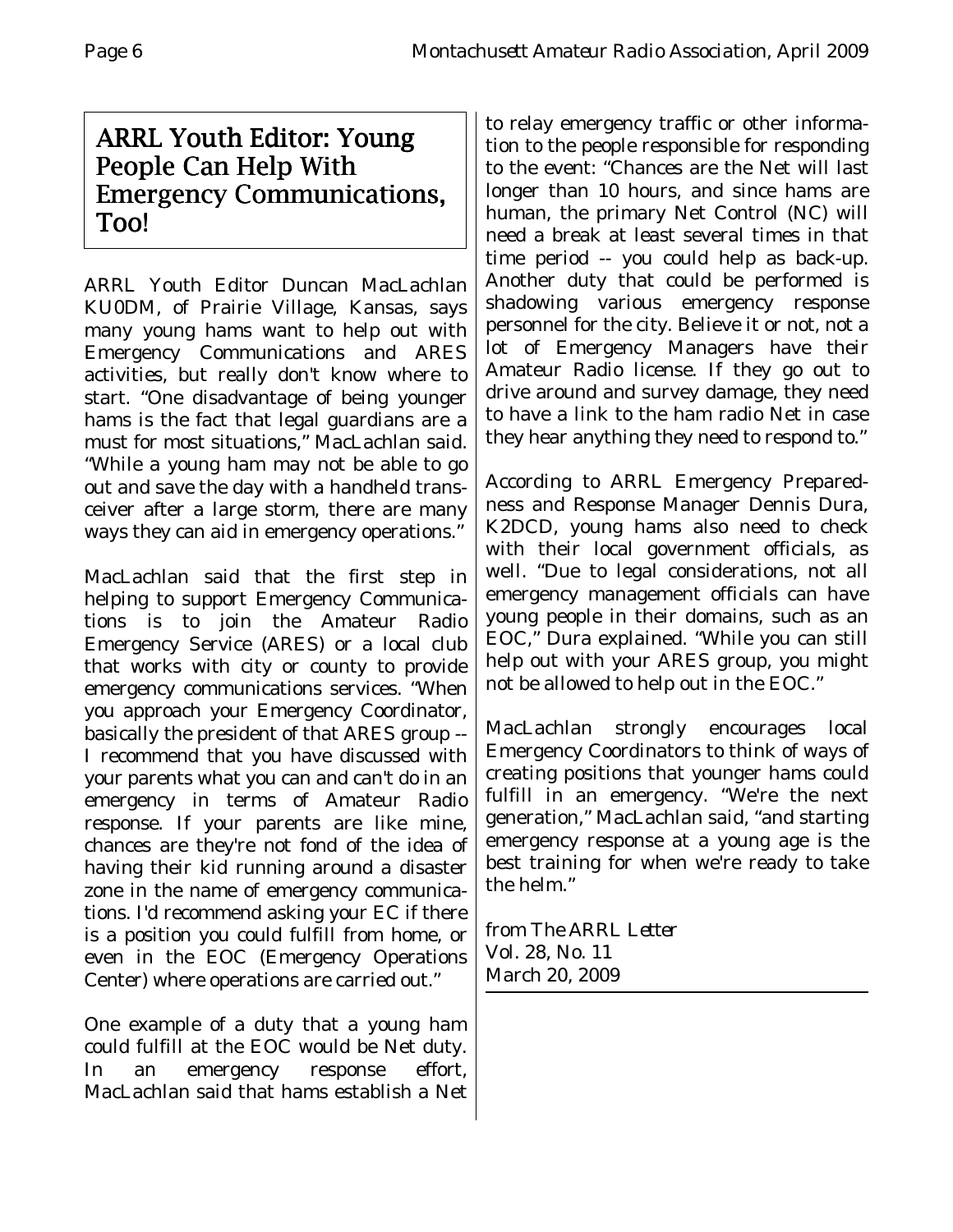# ARRL Youth Editor: Young People Can Help With Emergency Communications, Too!

ARRL Youth Editor Duncan MacLachlan KU0DM, of Prairie Village, Kansas, says many young hams want to help out with Emergency Communications and ARES activities, but really don't know where to start. "One disadvantage of being younger hams is the fact that legal guardians are a must for most situations," MacLachlan said. "While a young ham may not be able to go out and save the day with a handheld transceiver after a large storm, there are many ways they can aid in emergency operations."

MacLachlan said that the first step in helping to support Emergency Communications is to join the Amateur Radio Emergency Service (ARES) or a local club that works with city or county to provide emergency communications services. "When you approach your Emergency Coordinator, basically the president of that ARES group -- I recommend that you have discussed with your parents what you can and can't do in an emergency in terms of Amateur Radio response. If your parents are like mine, chances are they're not fond of the idea of having their kid running around a disaster zone in the name of emergency communications. I'd recommend asking your EC if there is a position you could fulfill from home, or even in the EOC (Emergency Operations Center) where operations are carried out."

One example of a duty that a young ham could fulfill at the EOC would be Net duty. In an emergency response effort, MacLachlan said that hams establish a Net to relay emergency traffic or other information to the people responsible for responding to the event: "Chances are the Net will last longer than 10 hours, and since hams are human, the primary Net Control (NC) will need a break at least several times in that time period -- you could help as back-up. Another duty that could be performed is shadowing various emergency response personnel for the city. Believe it or not, not a lot of Emergency Managers have their Amateur Radio license. If they go out to drive around and survey damage, they need to have a link to the ham radio Net in case they hear anything they need to respond to."

According to ARRL Emergency Preparedness and Response Manager Dennis Dura, K2DCD, young hams also need to check with their local government officials, as well. "Due to legal considerations, not all emergency management officials can have young people in their domains, such as an EOC," Dura explained. "While you can still help out with your ARES group, you might not be allowed to help out in the EOC."

MacLachlan strongly encourages local Emergency Coordinators to think of ways of creating positions that younger hams could fulfill in an emergency. "We're the next generation," MacLachlan said, "and starting emergency response at a young age is the best training for when we're ready to take the helm."

from *The ARRL Letter*
Vol. 28, No. 11
March 20, 2009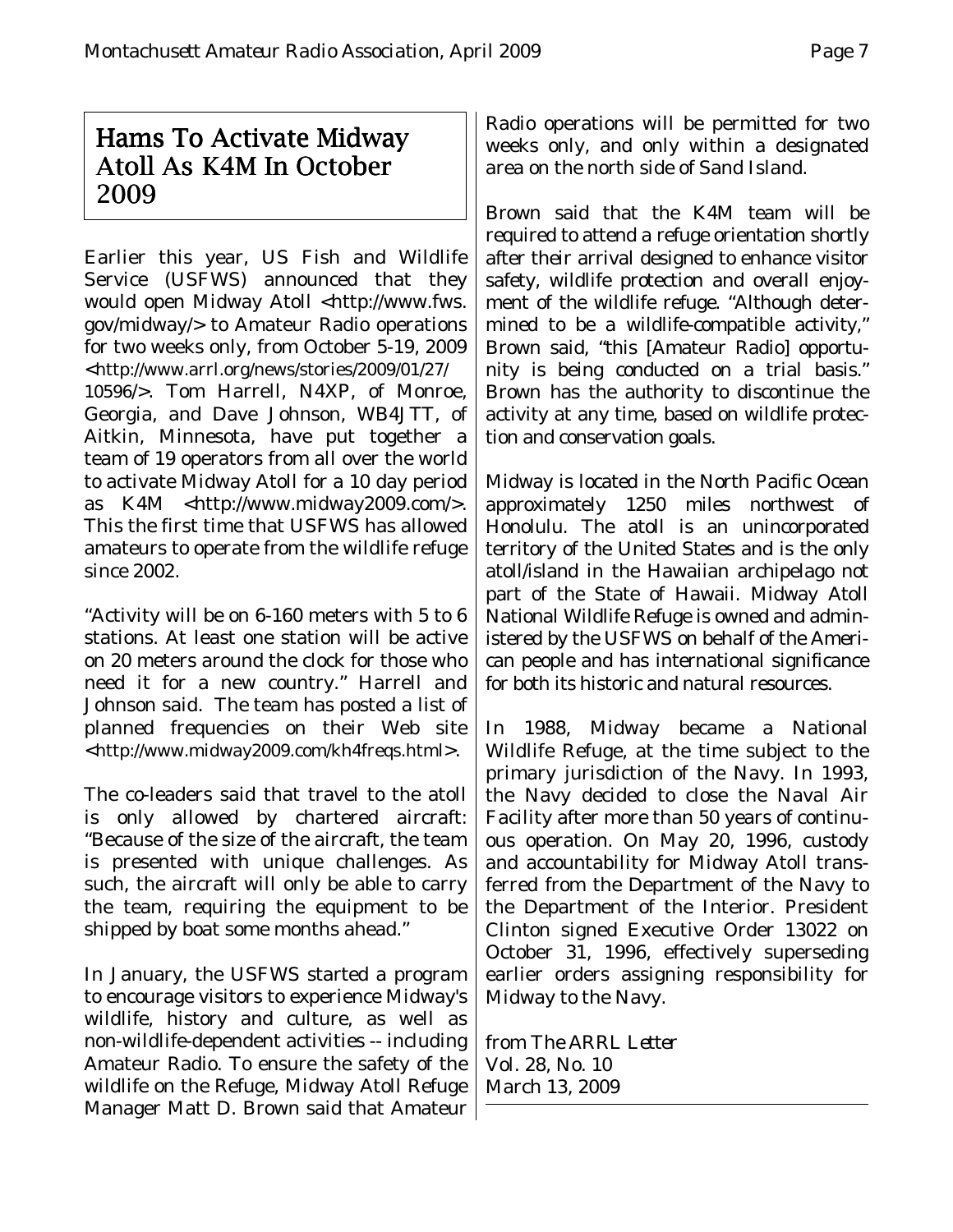# Hams To Activate Midway Atoll As K4M In October 2009

Earlier this year, US Fish and Wildlife Service (USFWS) announced that they would open Midway Atoll <http://www.fws.gov/midway/> to Amateur Radio operations for two weeks only, from October 5-19, 2009 <http://www.arrl.org/news/stories/2009/01/27/10596/>. Tom Harrell, N4XP, of Monroe, Georgia, and Dave Johnson, WB4JTT, of Aitkin, Minnesota, have put together a team of 19 operators from all over the world to activate Midway Atoll for a 10 day period as K4M <http://www.midway2009.com/>. This the first time that USFWS has allowed amateurs to operate from the wildlife refuge since 2002.

"Activity will be on 6-160 meters with 5 to 6 stations. At least one station will be active on 20 meters around the clock for those who need it for a new country." Harrell and Johnson said. The team has posted a list of planned frequencies on their Web site <http://www.midway2009.com/kh4freqs.html>.

The co-leaders said that travel to the atoll is only allowed by chartered aircraft: "Because of the size of the aircraft, the team is presented with unique challenges. As such, the aircraft will only be able to carry the team, requiring the equipment to be shipped by boat some months ahead."

In January, the USFWS started a program to encourage visitors to experience Midway's wildlife, history and culture, as well as non-wildlife-dependent activities -- including Amateur Radio. To ensure the safety of the wildlife on the Refuge, Midway Atoll Refuge Manager Matt D. Brown said that Amateur Radio operations will be permitted for two weeks only, and only within a designated area on the north side of Sand Island.

Brown said that the K4M team will be required to attend a refuge orientation shortly after their arrival designed to enhance visitor safety, wildlife protection and overall enjoyment of the wildlife refuge. "Although determined to be a wildlife-compatible activity," Brown said, "this [Amateur Radio] opportunity is being conducted on a trial basis." Brown has the authority to discontinue the activity at any time, based on wildlife protection and conservation goals.

Midway is located in the North Pacific Ocean approximately 1250 miles northwest of Honolulu. The atoll is an unincorporated territory of the United States and is the only atoll/island in the Hawaiian archipelago not part of the State of Hawaii. Midway Atoll National Wildlife Refuge is owned and administered by the USFWS on behalf of the American people and has international significance for both its historic and natural resources.

In 1988, Midway became a National Wildlife Refuge, at the time subject to the primary jurisdiction of the Navy. In 1993, the Navy decided to close the Naval Air Facility after more than 50 years of continuous operation. On May 20, 1996, custody and accountability for Midway Atoll transferred from the Department of the Navy to the Department of the Interior. President Clinton signed Executive Order 13022 on October 31, 1996, effectively superseding earlier orders assigning responsibility for Midway to the Navy.

*from The ARRL Letter*
*Vol. 28, No. 10*
*March 13, 2009*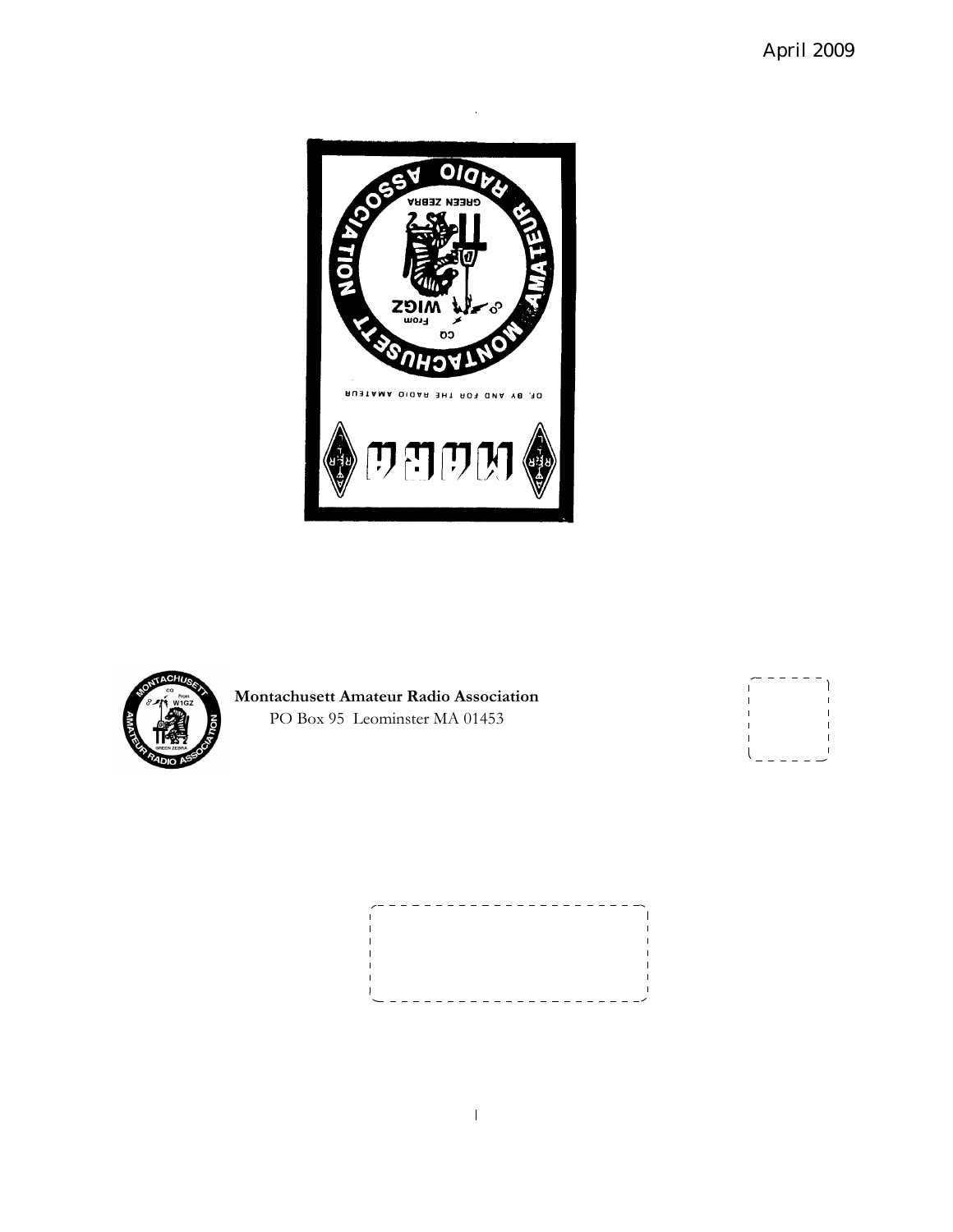**Montachusett Amateur Radio Association**

PO Box 95 Leominster MA 01453